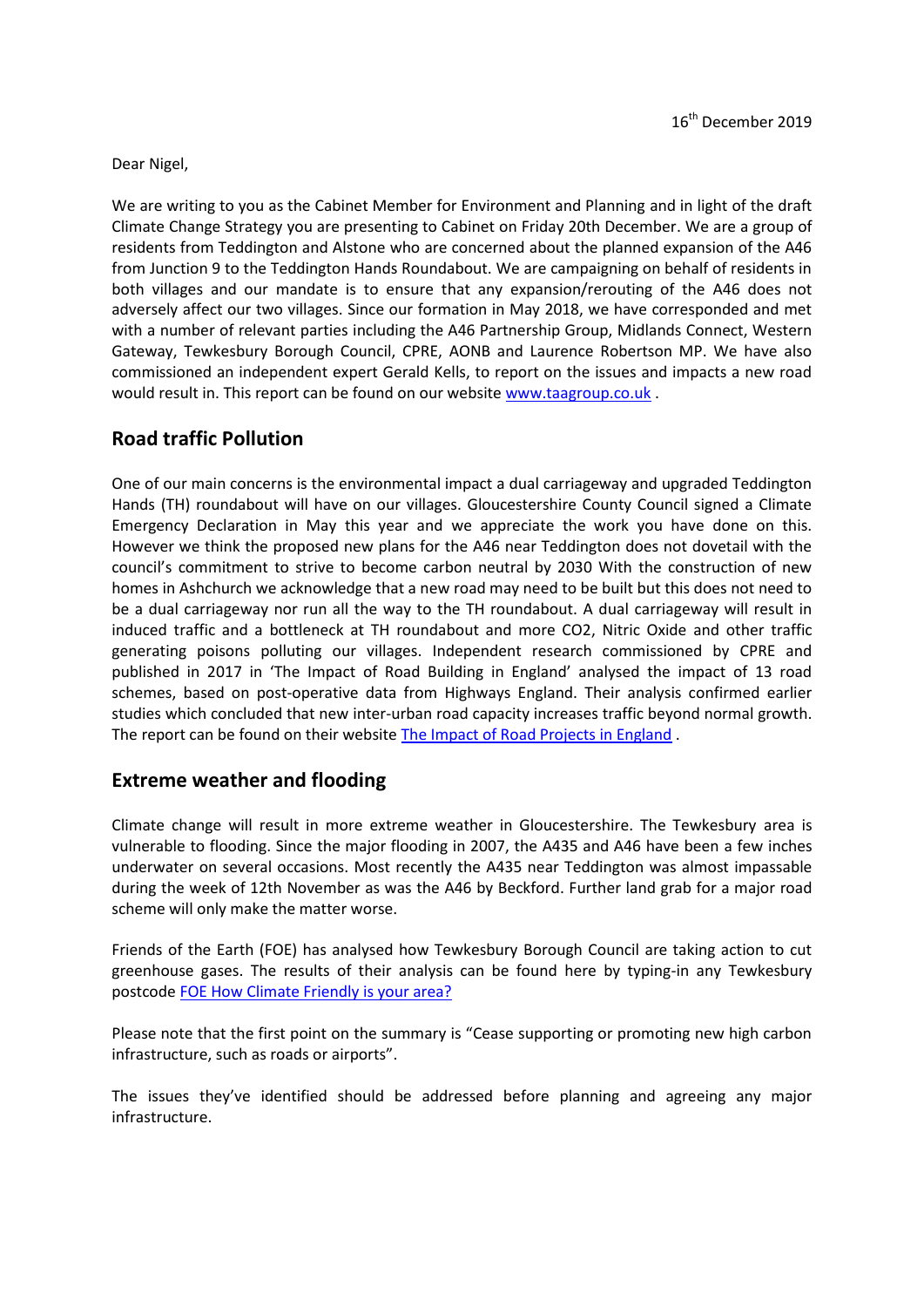16th December 2019

Dear Nigel,

We are writing to you as the Cabinet Member for Environment and Planning and in light of the draft Climate Change Strategy you are presenting to Cabinet on Friday 20th December. We are a group of residents from Teddington and Alstone who are concerned about the planned expansion of the A46 from Junction 9 to the Teddington Hands Roundabout. We are campaigning on behalf of residents in both villages and our mandate is to ensure that any expansion/rerouting of the A46 does not adversely affect our two villages. Since our formation in May 2018, we have corresponded and met with a number of relevant parties including the A46 Partnership Group, Midlands Connect, Western Gateway, Tewkesbury Borough Council, CPRE, AONB and Laurence Robertson MP. We have also commissioned an independent expert Gerald Kells, to report on the issues and impacts a new road would result in. This report can be found on our website www.taagroup.co.uk .

## Road traffic Pollution

One of our main concerns is the environmental impact a dual carriageway and upgraded Teddington Hands (TH) roundabout will have on our villages. Gloucestershire County Council signed a Climate Emergency Declaration in May this year and we appreciate the work you have done on this. However we think the proposed new plans for the A46 near Teddington does not dovetail with the council's commitment to strive to become carbon neutral by 2030 With the construction of new homes in Ashchurch we acknowledge that a new road may need to be built but this does not need to be a dual carriageway nor run all the way to the TH roundabout. A dual carriageway will result in induced traffic and a bottleneck at TH roundabout and more CO2, Nitric Oxide and other traffic generating poisons polluting our villages. Independent research commissioned by CPRE and published in 2017 in 'The Impact of Road Building in England' analysed the impact of 13 road schemes, based on post-operative data from Highways England. Their analysis confirmed earlier studies which concluded that new inter-urban road capacity increases traffic beyond normal growth. The report can be found on their website The Impact of Road Projects in England .

## Extreme weather and flooding

Climate change will result in more extreme weather in Gloucestershire. The Tewkesbury area is vulnerable to flooding. Since the major flooding in 2007, the A435 and A46 have been a few inches underwater on several occasions. Most recently the A435 near Teddington was almost impassable during the week of 12th November as was the A46 by Beckford. Further land grab for a major road scheme will only make the matter worse.

Friends of the Earth (FOE) has analysed how Tewkesbury Borough Council are taking action to cut greenhouse gases. The results of their analysis can be found here by typing-in any Tewkesbury postcode FOE How Climate Friendly is your area?

Please note that the first point on the summary is "Cease supporting or promoting new high carbon infrastructure, such as roads or airports".

The issues they've identified should be addressed before planning and agreeing any major infrastructure.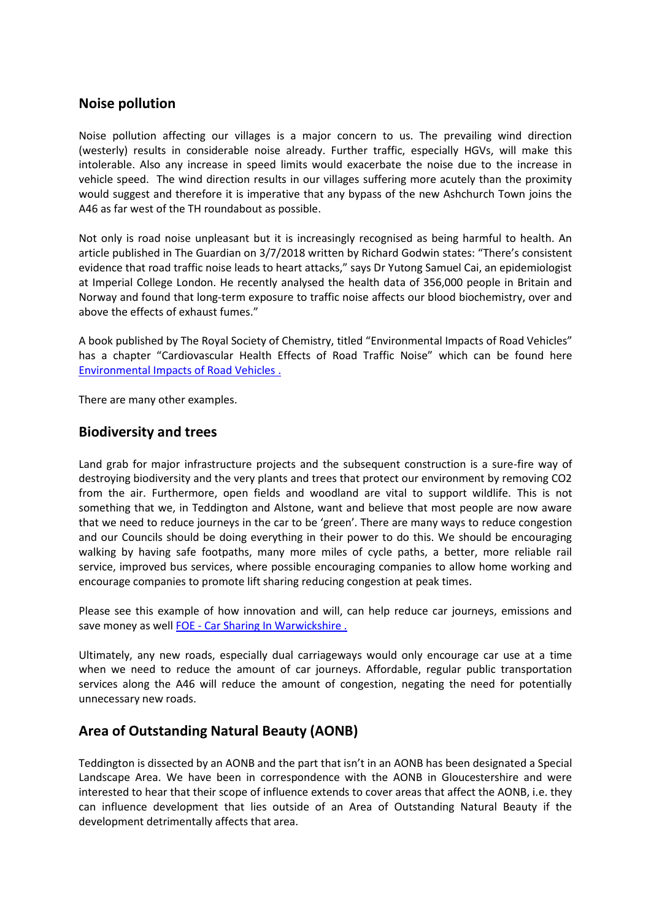## Noise pollution

Noise pollution affecting our villages is a major concern to us. The prevailing wind direction (westerly) results in considerable noise already. Further traffic, especially HGVs, will make this intolerable. Also any increase in speed limits would exacerbate the noise due to the increase in vehicle speed. The wind direction results in our villages suffering more acutely than the proximity would suggest and therefore it is imperative that any bypass of the new Ashchurch Town joins the A46 as far west of the TH roundabout as possible.

Not only is road noise unpleasant but it is increasingly recognised as being harmful to health. An article published in The Guardian on 3/7/2018 written by Richard Godwin states: "There's consistent evidence that road traffic noise leads to heart attacks," says Dr Yutong Samuel Cai, an epidemiologist at Imperial College London. He recently analysed the health data of 356,000 people in Britain and Norway and found that long-term exposure to traffic noise affects our blood biochemistry, over and above the effects of exhaust fumes."

A book published by The Royal Society of Chemistry, titled "Environmental Impacts of Road Vehicles" has a chapter "Cardiovascular Health Effects of Road Traffic Noise" which can be found here [Environmental Impacts of Road Vehicles .]()

There are many other examples.

## Biodiversity and trees

Land grab for major infrastructure projects and the subsequent construction is a sure-fire way of destroying biodiversity and the very plants and trees that protect our environment by removing $CO_2$ from the air. Furthermore, open fields and woodland are vital to support wildlife. This is not something that we, in Teddington and Alstone, want and believe that most people are now aware that we need to reduce journeys in the car to be 'green'. There are many ways to reduce congestion and our Councils should be doing everything in their power to do this. We should be encouraging walking by having safe footpaths, many more miles of cycle paths, a better, more reliable rail service, improved bus services, where possible encouraging companies to allow home working and encourage companies to promote lift sharing reducing congestion at peak times.

Please see this example of how innovation and will, can help reduce car journeys, emissions and save money as well [FOE - Car Sharing In Warwickshire .]()

Ultimately, any new roads, especially dual carriageways would only encourage car use at a time when we need to reduce the amount of car journeys. Affordable, regular public transportation services along the A46 will reduce the amount of congestion, negating the need for potentially unnecessary new roads.

## Area of Outstanding Natural Beauty (AONB)

Teddington is dissected by an AONB and the part that isn't in an AONB has been designated a Special Landscape Area. We have been in correspondence with the AONB in Gloucestershire and were interested to hear that their scope of influence extends to cover areas that affect the AONB, i.e. they can influence development that lies outside of an Area of Outstanding Natural Beauty if the development detrimentally affects that area.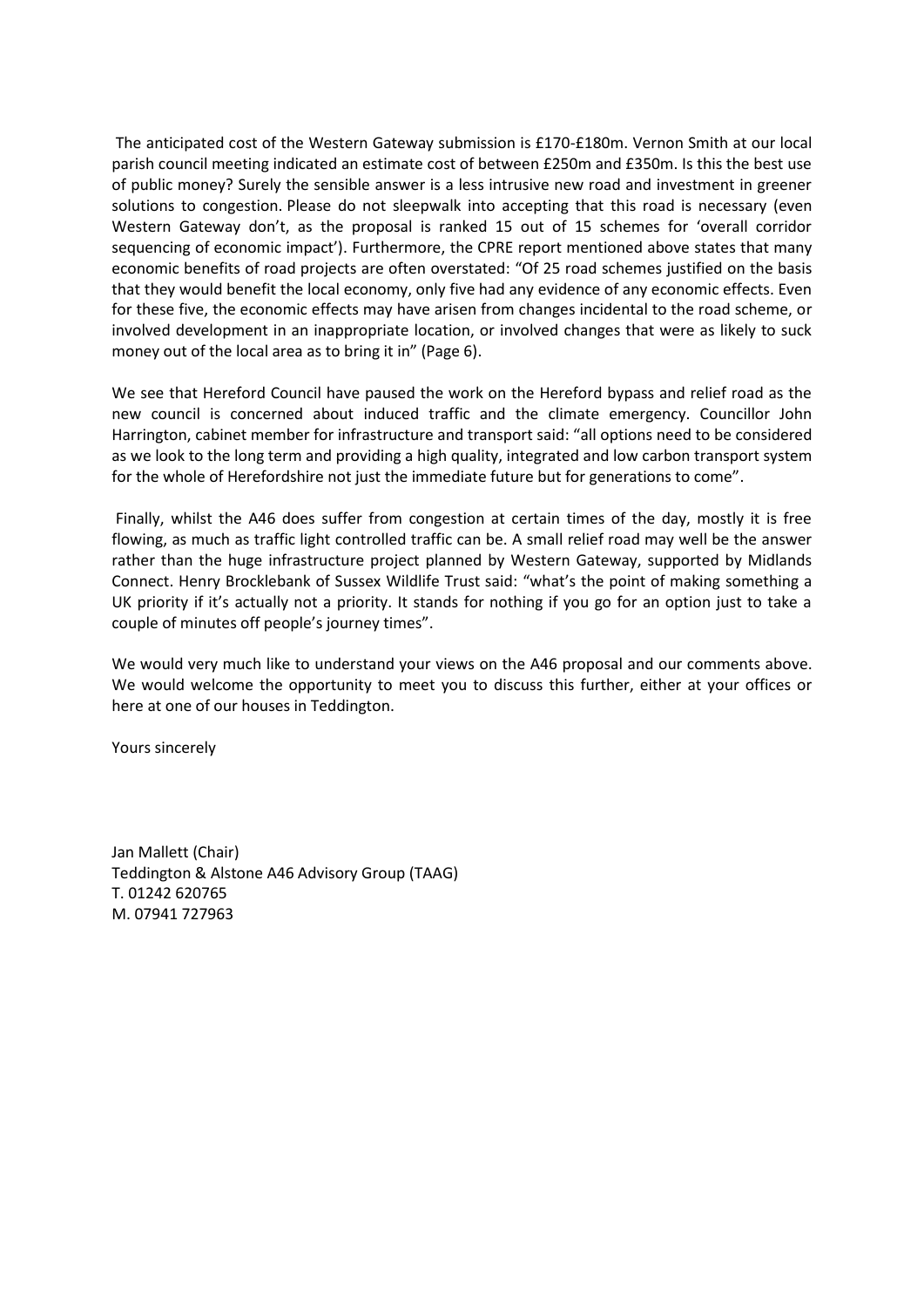The anticipated cost of the Western Gateway submission is £170-£180m. Vernon Smith at our local parish council meeting indicated an estimate cost of between £250m and £350m. Is this the best use of public money? Surely the sensible answer is a less intrusive new road and investment in greener solutions to congestion. Please do not sleepwalk into accepting that this road is necessary (even Western Gateway don't, as the proposal is ranked 15 out of 15 schemes for 'overall corridor sequencing of economic impact'). Furthermore, the CPRE report mentioned above states that many economic benefits of road projects are often overstated: "Of 25 road schemes justified on the basis that they would benefit the local economy, only five had any evidence of any economic effects. Even for these five, the economic effects may have arisen from changes incidental to the road scheme, or involved development in an inappropriate location, or involved changes that were as likely to suck money out of the local area as to bring it in" (Page 6).

We see that Hereford Council have paused the work on the Hereford bypass and relief road as the new council is concerned about induced traffic and the climate emergency. Councillor John Harrington, cabinet member for infrastructure and transport said: "all options need to be considered as we look to the long term and providing a high quality, integrated and low carbon transport system for the whole of Herefordshire not just the immediate future but for generations to come".

Finally, whilst the A46 does suffer from congestion at certain times of the day, mostly it is free flowing, as much as traffic light controlled traffic can be. A small relief road may well be the answer rather than the huge infrastructure project planned by Western Gateway, supported by Midlands Connect. Henry Brocklebank of Sussex Wildlife Trust said: "what's the point of making something a UK priority if it's actually not a priority. It stands for nothing if you go for an option just to take a couple of minutes off people's journey times".

We would very much like to understand your views on the A46 proposal and our comments above. We would welcome the opportunity to meet you to discuss this further, either at your offices or here at one of our houses in Teddington.

Yours sincerely

Jan Mallett (Chair)
Teddington & Alstone A46 Advisory Group (TAAG)
T. 01242 620765
M. 07941 727963